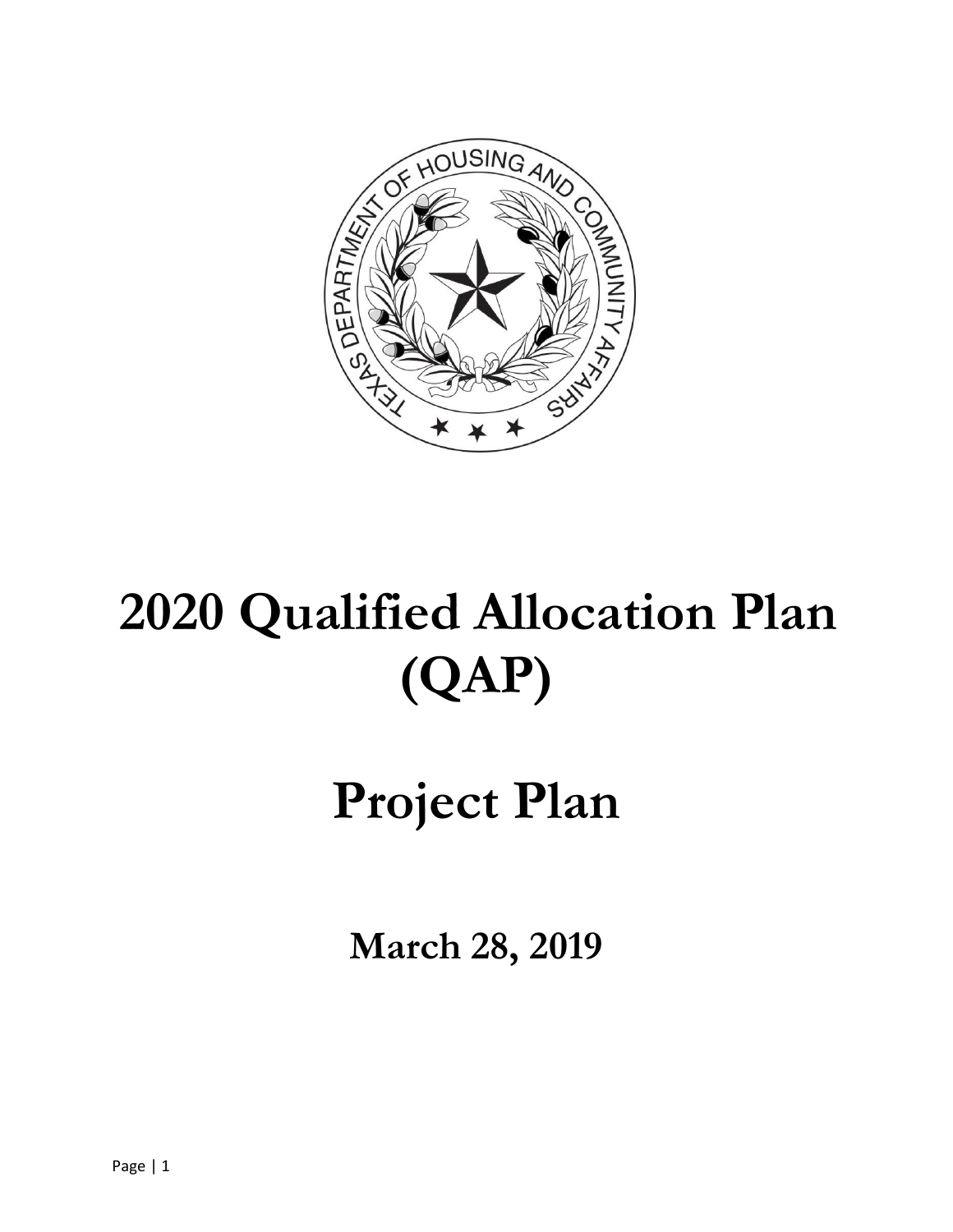# 2020 Qualified Allocation Plan (QAP)

# Project Plan

**March 28, 2019**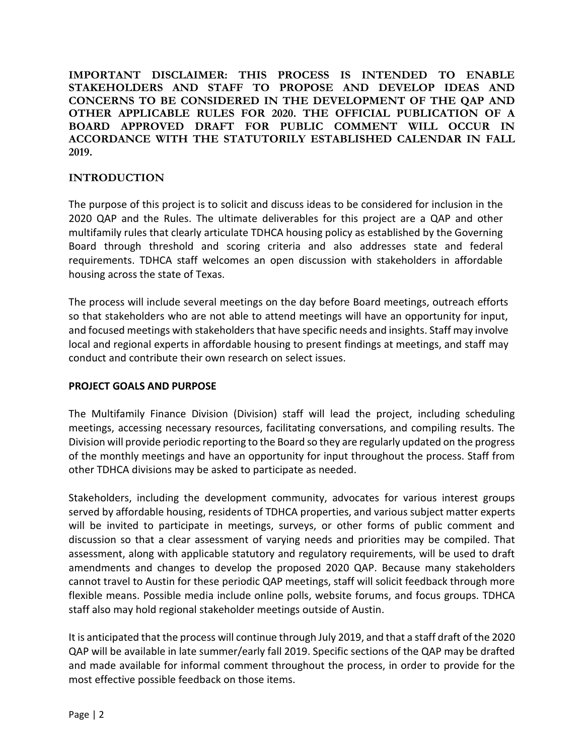**IMPORTANT DISCLAIMER: THIS PROCESS IS INTENDED TO ENABLE STAKEHOLDERS AND STAFF TO PROPOSE AND DEVELOP IDEAS AND CONCERNS TO BE CONSIDERED IN THE DEVELOPMENT OF THE QAP AND OTHER APPLICABLE RULES FOR 2020. THE OFFICIAL PUBLICATION OF A BOARD APPROVED DRAFT FOR PUBLIC COMMENT WILL OCCUR IN ACCORDANCE WITH THE STATUTORILY ESTABLISHED CALENDAR IN FALL 2019.**

## INTRODUCTION

The purpose of this project is to solicit and discuss ideas to be considered for inclusion in the 2020 QAP and the Rules. The ultimate deliverables for this project are a QAP and other multifamily rules that clearly articulate TDHCA housing policy as established by the Governing Board through threshold and scoring criteria and also addresses state and federal requirements. TDHCA staff welcomes an open discussion with stakeholders in affordable housing across the state of Texas.

The process will include several meetings on the day before Board meetings, outreach efforts so that stakeholders who are not able to attend meetings will have an opportunity for input, and focused meetings with stakeholders that have specific needs and insights. Staff may involve local and regional experts in affordable housing to present findings at meetings, and staff may conduct and contribute their own research on select issues.

## PROJECT GOALS AND PURPOSE

The Multifamily Finance Division (Division) staff will lead the project, including scheduling meetings, accessing necessary resources, facilitating conversations, and compiling results. The Division will provide periodic reporting to the Board so they are regularly updated on the progress of the monthly meetings and have an opportunity for input throughout the process. Staff from other TDHCA divisions may be asked to participate as needed.

Stakeholders, including the development community, advocates for various interest groups served by affordable housing, residents of TDHCA properties, and various subject matter experts will be invited to participate in meetings, surveys, or other forms of public comment and discussion so that a clear assessment of varying needs and priorities may be compiled. That assessment, along with applicable statutory and regulatory requirements, will be used to draft amendments and changes to develop the proposed 2020 QAP. Because many stakeholders cannot travel to Austin for these periodic QAP meetings, staff will solicit feedback through more flexible means. Possible media include online polls, website forums, and focus groups. TDHCA staff also may hold regional stakeholder meetings outside of Austin.

It is anticipated that the process will continue through July 2019, and that a staff draft of the 2020 QAP will be available in late summer/early fall 2019. Specific sections of the QAP may be drafted and made available for informal comment throughout the process, in order to provide for the most effective possible feedback on those items.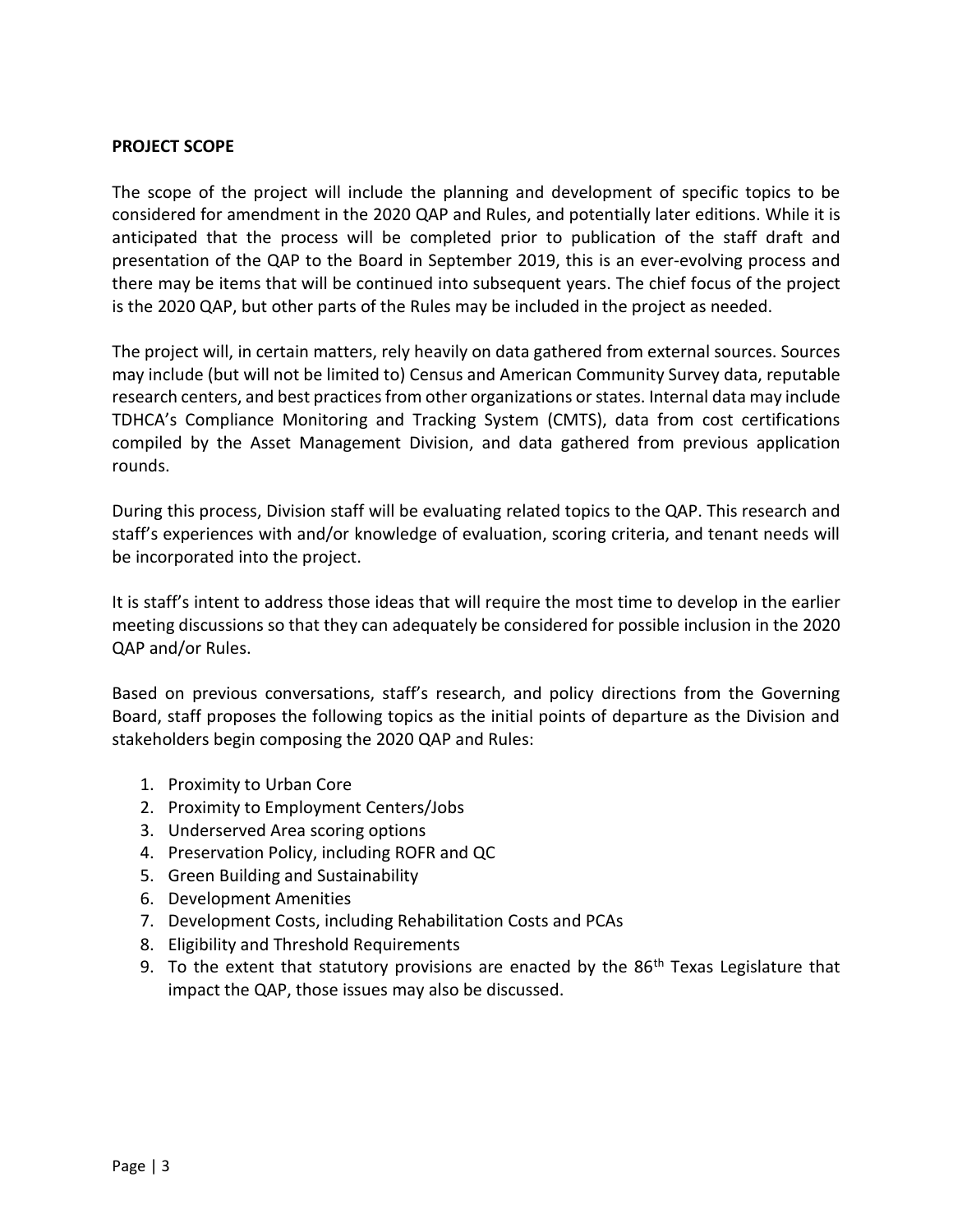**PROJECT SCOPE**

The scope of the project will include the planning and development of specific topics to be considered for amendment in the 2020 QAP and Rules, and potentially later editions. While it is anticipated that the process will be completed prior to publication of the staff draft and presentation of the QAP to the Board in September 2019, this is an ever-evolving process and there may be items that will be continued into subsequent years. The chief focus of the project is the 2020 QAP, but other parts of the Rules may be included in the project as needed.

The project will, in certain matters, rely heavily on data gathered from external sources. Sources may include (but will not be limited to) Census and American Community Survey data, reputable research centers, and best practices from other organizations or states. Internal data may include TDHCA's Compliance Monitoring and Tracking System (CMTS), data from cost certifications compiled by the Asset Management Division, and data gathered from previous application rounds.

During this process, Division staff will be evaluating related topics to the QAP. This research and staff's experiences with and/or knowledge of evaluation, scoring criteria, and tenant needs will be incorporated into the project.

It is staff's intent to address those ideas that will require the most time to develop in the earlier meeting discussions so that they can adequately be considered for possible inclusion in the 2020 QAP and/or Rules.

Based on previous conversations, staff's research, and policy directions from the Governing Board, staff proposes the following topics as the initial points of departure as the Division and stakeholders begin composing the 2020 QAP and Rules:

1. Proximity to Urban Core
2. Proximity to Employment Centers/Jobs
3. Underserved Area scoring options
4. Preservation Policy, including ROFR and QC
5. Green Building and Sustainability
6. Development Amenities
7. Development Costs, including Rehabilitation Costs and PCAs
8. Eligibility and Threshold Requirements
9. To the extent that statutory provisions are enacted by the 86th Texas Legislature that impact the QAP, those issues may also be discussed.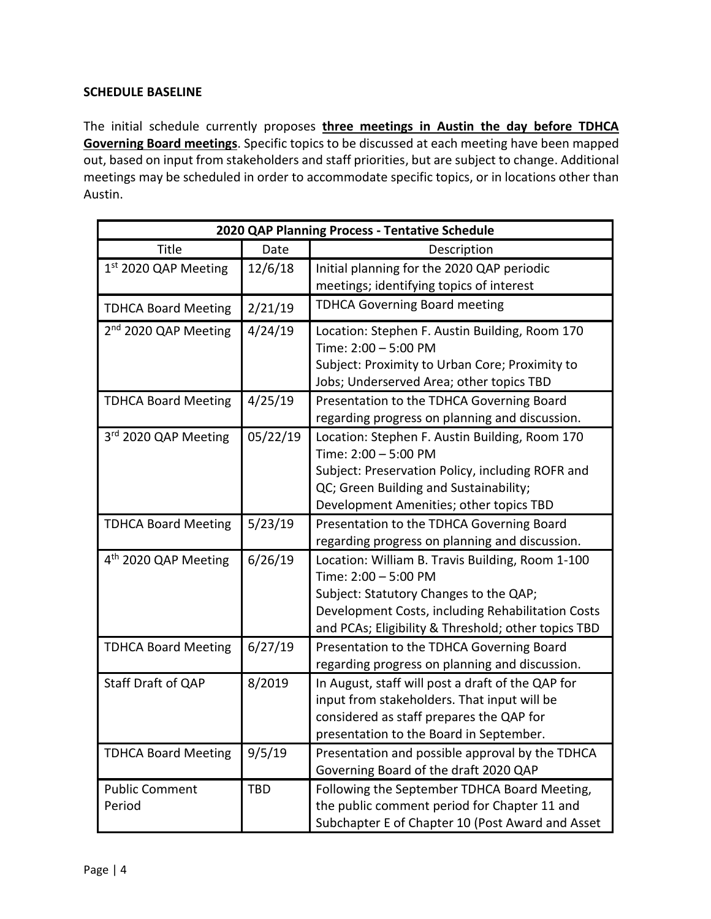## SCHEDULE BASELINE

The initial schedule currently proposes **three meetings in Austin the day before TDHCA Governing Board meetings**. Specific topics to be discussed at each meeting have been mapped out, based on input from stakeholders and staff priorities, but are subject to change. Additional meetings may be scheduled in order to accommodate specific topics, or in locations other than Austin.

| 2020 QAP Planning Process - Tentative Schedule | | |
|---|---|---|
| Title | Date | Description |
| 1st 2020 QAP Meeting | 12/6/18 | Initial planning for the 2020 QAP periodic meetings; identifying topics of interest |
| TDHCA Board Meeting | 2/21/19 | TDHCA Governing Board meeting |
| 2nd 2020 QAP Meeting | 4/24/19 | Location: Stephen F. Austin Building, Room 170<br>Time: 2:00 – 5:00 PM<br>Subject: Proximity to Urban Core; Proximity to Jobs; Underserved Area; other topics TBD |
| TDHCA Board Meeting | 4/25/19 | Presentation to the TDHCA Governing Board regarding progress on planning and discussion. |
| 3rd 2020 QAP Meeting | 05/22/19 | Location: Stephen F. Austin Building, Room 170<br>Time: 2:00 – 5:00 PM<br>Subject: Preservation Policy, including ROFR and QC; Green Building and Sustainability; Development Amenities; other topics TBD |
| TDHCA Board Meeting | 5/23/19 | Presentation to the TDHCA Governing Board regarding progress on planning and discussion. |
| 4th 2020 QAP Meeting | 6/26/19 | Location: William B. Travis Building, Room 1-100<br>Time: 2:00 – 5:00 PM<br>Subject: Statutory Changes to the QAP; Development Costs, including Rehabilitation Costs and PCAs; Eligibility & Threshold; other topics TBD |
| TDHCA Board Meeting | 6/27/19 | Presentation to the TDHCA Governing Board regarding progress on planning and discussion. |
| Staff Draft of QAP | 8/2019 | In August, staff will post a draft of the QAP for input from stakeholders. That input will be considered as staff prepares the QAP for presentation to the Board in September. |
| TDHCA Board Meeting | 9/5/19 | Presentation and possible approval by the TDHCA Governing Board of the draft 2020 QAP |
| Public Comment Period | TBD | Following the September TDHCA Board Meeting, the public comment period for Chapter 11 and Subchapter E of Chapter 10 (Post Award and Asset |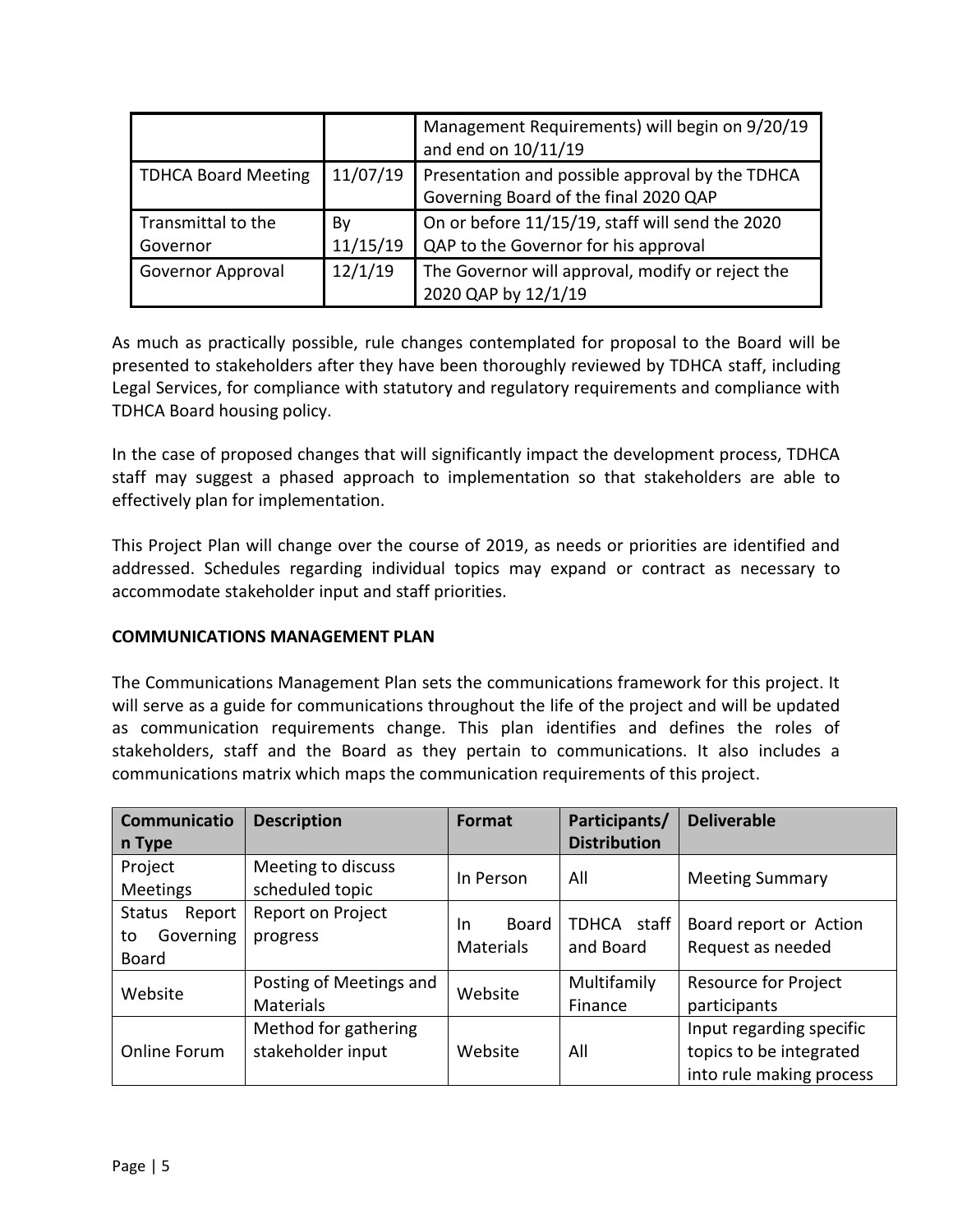| | | |
|---|---|---|
| | | Management Requirements) will begin on 9/20/19 and end on 10/11/19 |
| TDHCA Board Meeting | 11/07/19 | Presentation and possible approval by the TDHCA Governing Board of the final 2020 QAP |
| Transmittal to the Governor | By 11/15/19 | On or before 11/15/19, staff will send the 2020 QAP to the Governor for his approval |
| Governor Approval | 12/1/19 | The Governor will approval, modify or reject the 2020 QAP by 12/1/19 |

As much as practically possible, rule changes contemplated for proposal to the Board will be presented to stakeholders after they have been thoroughly reviewed by TDHCA staff, including Legal Services, for compliance with statutory and regulatory requirements and compliance with TDHCA Board housing policy.

In the case of proposed changes that will significantly impact the development process, TDHCA staff may suggest a phased approach to implementation so that stakeholders are able to effectively plan for implementation.

This Project Plan will change over the course of 2019, as needs or priorities are identified and addressed. Schedules regarding individual topics may expand or contract as necessary to accommodate stakeholder input and staff priorities.

**COMMUNICATIONS MANAGEMENT PLAN**

The Communications Management Plan sets the communications framework for this project. It will serve as a guide for communications throughout the life of the project and will be updated as communication requirements change. This plan identifies and defines the roles of stakeholders, staff and the Board as they pertain to communications. It also includes a communications matrix which maps the communication requirements of this project.

| Communication Type | Description | Format | Participants/ Distribution | Deliverable |
|---|---|---|---|---|
| Project Meetings | Meeting to discuss scheduled topic | In Person | All | Meeting Summary |
| Status Report to Governing Board | Report on Project progress | In Board Materials | TDHCA staff and Board | Board report or Action Request as needed |
| Website | Posting of Meetings and Materials | Website | Multifamily Finance | Resource for Project participants |
| Online Forum | Method for gathering stakeholder input | Website | All | Input regarding specific topics to be integrated into rule making process |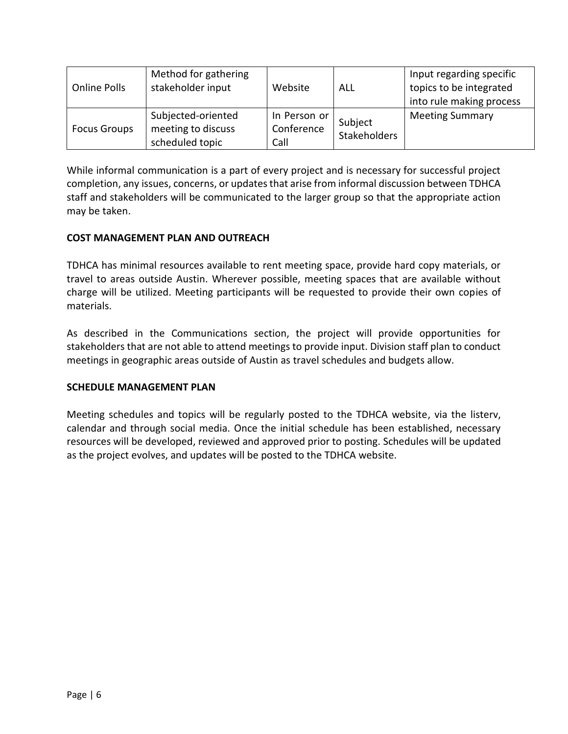| | | | | |
|---|---|---|---|---|
| Online Polls | Method for gathering stakeholder input | Website | ALL | Input regarding specific topics to be integrated into rule making process |
| Focus Groups | Subjected-oriented meeting to discuss scheduled topic | In Person or Conference Call | Subject Stakeholders | Meeting Summary |

While informal communication is a part of every project and is necessary for successful project completion, any issues, concerns, or updates that arise from informal discussion between TDHCA staff and stakeholders will be communicated to the larger group so that the appropriate action may be taken.

**COST MANAGEMENT PLAN AND OUTREACH**

TDHCA has minimal resources available to rent meeting space, provide hard copy materials, or travel to areas outside Austin. Wherever possible, meeting spaces that are available without charge will be utilized. Meeting participants will be requested to provide their own copies of materials.

As described in the Communications section, the project will provide opportunities for stakeholders that are not able to attend meetings to provide input. Division staff plan to conduct meetings in geographic areas outside of Austin as travel schedules and budgets allow.

**SCHEDULE MANAGEMENT PLAN**

Meeting schedules and topics will be regularly posted to the TDHCA website, via the listerv, calendar and through social media. Once the initial schedule has been established, necessary resources will be developed, reviewed and approved prior to posting. Schedules will be updated as the project evolves, and updates will be posted to the TDHCA website.